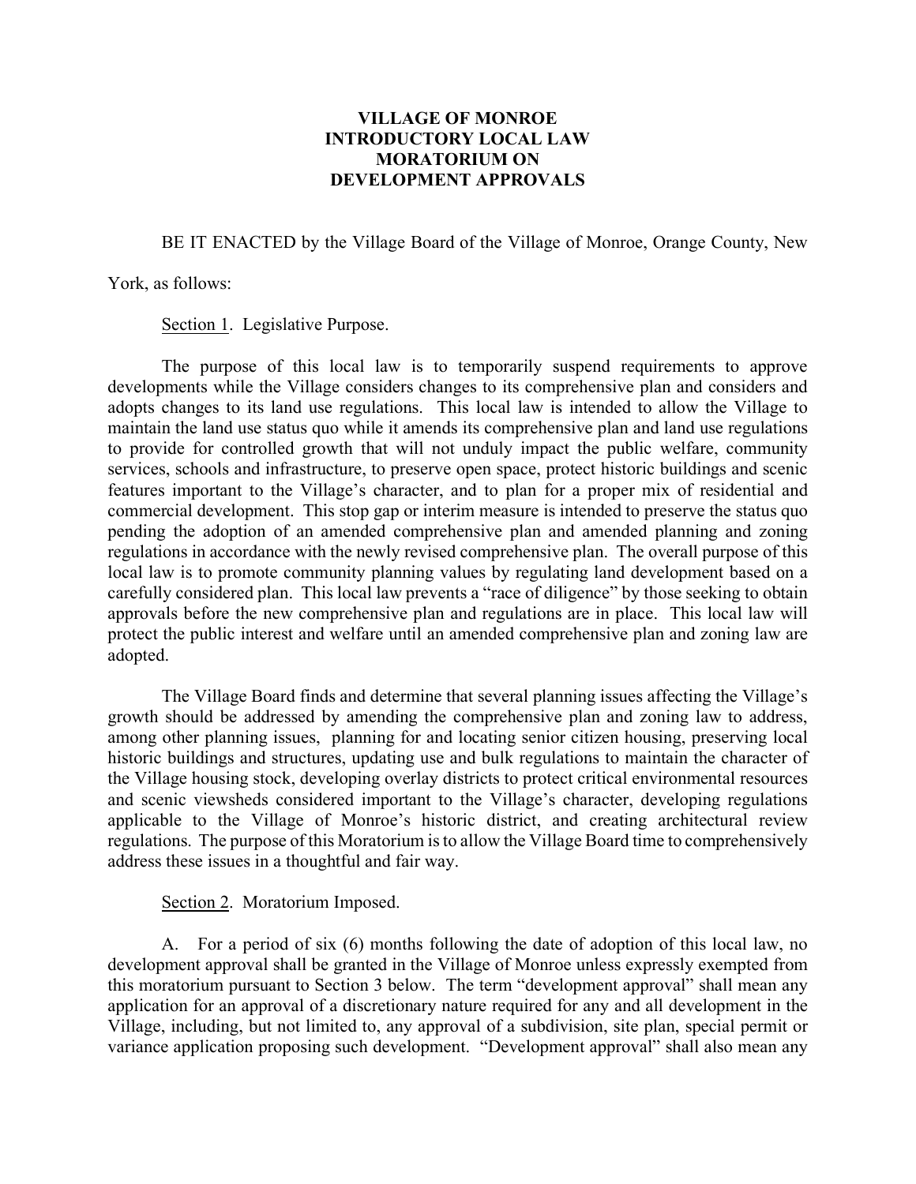# VILLAGE OF MONROE
# INTRODUCTORY LOCAL LAW
# MORATORIUM ON
# DEVELOPMENT APPROVALS

BE IT ENACTED by the Village Board of the Village of Monroe, Orange County, New York, as follows:

Section 1. Legislative Purpose.

The purpose of this local law is to temporarily suspend requirements to approve developments while the Village considers changes to its comprehensive plan and considers and adopts changes to its land use regulations. This local law is intended to allow the Village to maintain the land use status quo while it amends its comprehensive plan and land use regulations to provide for controlled growth that will not unduly impact the public welfare, community services, schools and infrastructure, to preserve open space, protect historic buildings and scenic features important to the Village's character, and to plan for a proper mix of residential and commercial development. This stop gap or interim measure is intended to preserve the status quo pending the adoption of an amended comprehensive plan and amended planning and zoning regulations in accordance with the newly revised comprehensive plan. The overall purpose of this local law is to promote community planning values by regulating land development based on a carefully considered plan. This local law prevents a "race of diligence" by those seeking to obtain approvals before the new comprehensive plan and regulations are in place. This local law will protect the public interest and welfare until an amended comprehensive plan and zoning law are adopted.

The Village Board finds and determine that several planning issues affecting the Village's growth should be addressed by amending the comprehensive plan and zoning law to address, among other planning issues, planning for and locating senior citizen housing, preserving local historic buildings and structures, updating use and bulk regulations to maintain the character of the Village housing stock, developing overlay districts to protect critical environmental resources and scenic viewsheds considered important to the Village's character, developing regulations applicable to the Village of Monroe's historic district, and creating architectural review regulations. The purpose of this Moratorium is to allow the Village Board time to comprehensively address these issues in a thoughtful and fair way.

Section 2. Moratorium Imposed.

A. For a period of six (6) months following the date of adoption of this local law, no development approval shall be granted in the Village of Monroe unless expressly exempted from this moratorium pursuant to Section 3 below. The term "development approval" shall mean any application for an approval of a discretionary nature required for any and all development in the Village, including, but not limited to, any approval of a subdivision, site plan, special permit or variance application proposing such development. "Development approval" shall also mean any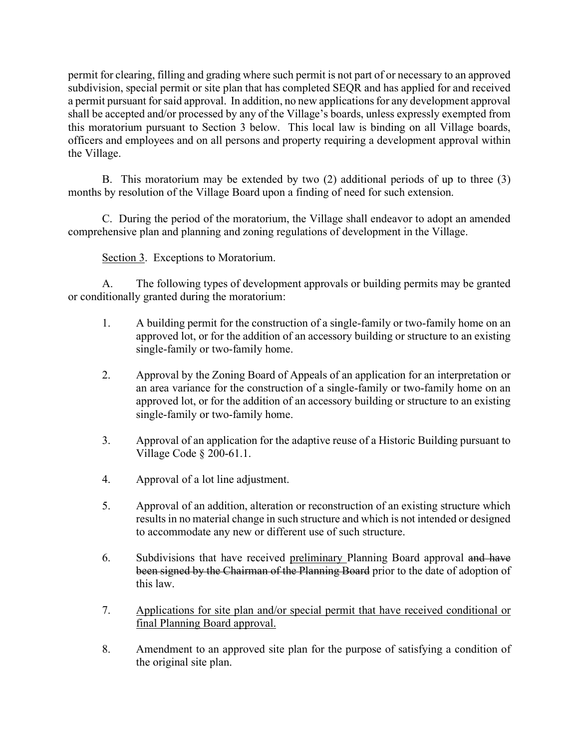permit for clearing, filling and grading where such permit is not part of or necessary to an approved subdivision, special permit or site plan that has completed SEQR and has applied for and received a permit pursuant for said approval. In addition, no new applications for any development approval shall be accepted and/or processed by any of the Village's boards, unless expressly exempted from this moratorium pursuant to Section 3 below. This local law is binding on all Village boards, officers and employees and on all persons and property requiring a development approval within the Village.

B. This moratorium may be extended by two (2) additional periods of up to three (3) months by resolution of the Village Board upon a finding of need for such extension.

C. During the period of the moratorium, the Village shall endeavor to adopt an amended comprehensive plan and planning and zoning regulations of development in the Village.

<u>Section 3</u>. Exceptions to Moratorium.

A. The following types of development approvals or building permits may be granted or conditionally granted during the moratorium:

1. A building permit for the construction of a single-family or two-family home on an approved lot, or for the addition of an accessory building or structure to an existing single-family or two-family home.

2. Approval by the Zoning Board of Appeals of an application for an interpretation or an area variance for the construction of a single-family or two-family home on an approved lot, or for the addition of an accessory building or structure to an existing single-family or two-family home.

3. Approval of an application for the adaptive reuse of a Historic Building pursuant to Village Code § 200-61.1.

4. Approval of a lot line adjustment.

5. Approval of an addition, alteration or reconstruction of an existing structure which results in no material change in such structure and which is not intended or designed to accommodate any new or different use of such structure.

6. Subdivisions that have received <u>preliminary</u> Planning Board approval ~~and have been signed by the Chairman of the Planning Board~~ prior to the date of adoption of this law.

7. <u>Applications for site plan and/or special permit that have received conditional or final Planning Board approval.</u>

8. Amendment to an approved site plan for the purpose of satisfying a condition of the original site plan.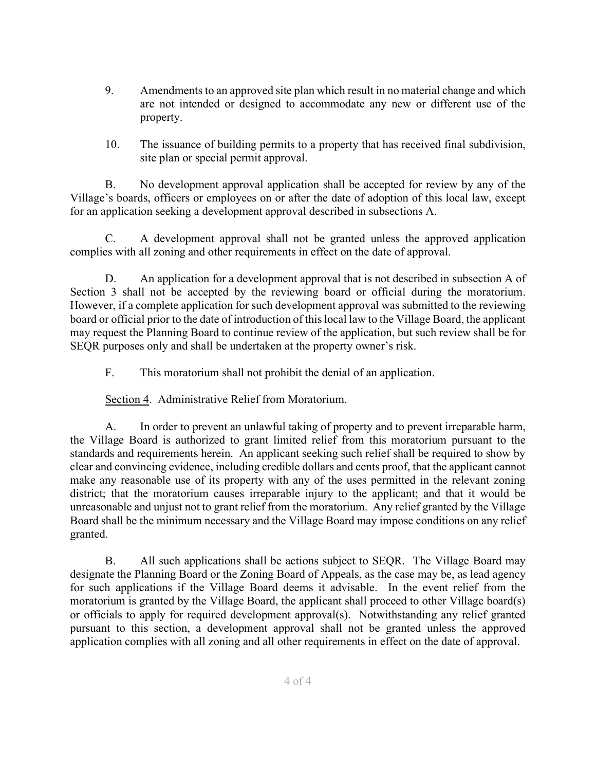9. Amendments to an approved site plan which result in no material change and which are not intended or designed to accommodate any new or different use of the property.

10. The issuance of building permits to a property that has received final subdivision, site plan or special permit approval.

B. No development approval application shall be accepted for review by any of the Village's boards, officers or employees on or after the date of adoption of this local law, except for an application seeking a development approval described in subsections A.

C. A development approval shall not be granted unless the approved application complies with all zoning and other requirements in effect on the date of approval.

D. An application for a development approval that is not described in subsection A of Section 3 shall not be accepted by the reviewing board or official during the moratorium. However, if a complete application for such development approval was submitted to the reviewing board or official prior to the date of introduction of this local law to the Village Board, the applicant may request the Planning Board to continue review of the application, but such review shall be for SEQR purposes only and shall be undertaken at the property owner's risk.

F. This moratorium shall not prohibit the denial of an application.

Section 4. Administrative Relief from Moratorium.

A. In order to prevent an unlawful taking of property and to prevent irreparable harm, the Village Board is authorized to grant limited relief from this moratorium pursuant to the standards and requirements herein. An applicant seeking such relief shall be required to show by clear and convincing evidence, including credible dollars and cents proof, that the applicant cannot make any reasonable use of its property with any of the uses permitted in the relevant zoning district; that the moratorium causes irreparable injury to the applicant; and that it would be unreasonable and unjust not to grant relief from the moratorium. Any relief granted by the Village Board shall be the minimum necessary and the Village Board may impose conditions on any relief granted.

B. All such applications shall be actions subject to SEQR. The Village Board may designate the Planning Board or the Zoning Board of Appeals, as the case may be, as lead agency for such applications if the Village Board deems it advisable. In the event relief from the moratorium is granted by the Village Board, the applicant shall proceed to other Village board(s) or officials to apply for required development approval(s). Notwithstanding any relief granted pursuant to this section, a development approval shall not be granted unless the approved application complies with all zoning and all other requirements in effect on the date of approval.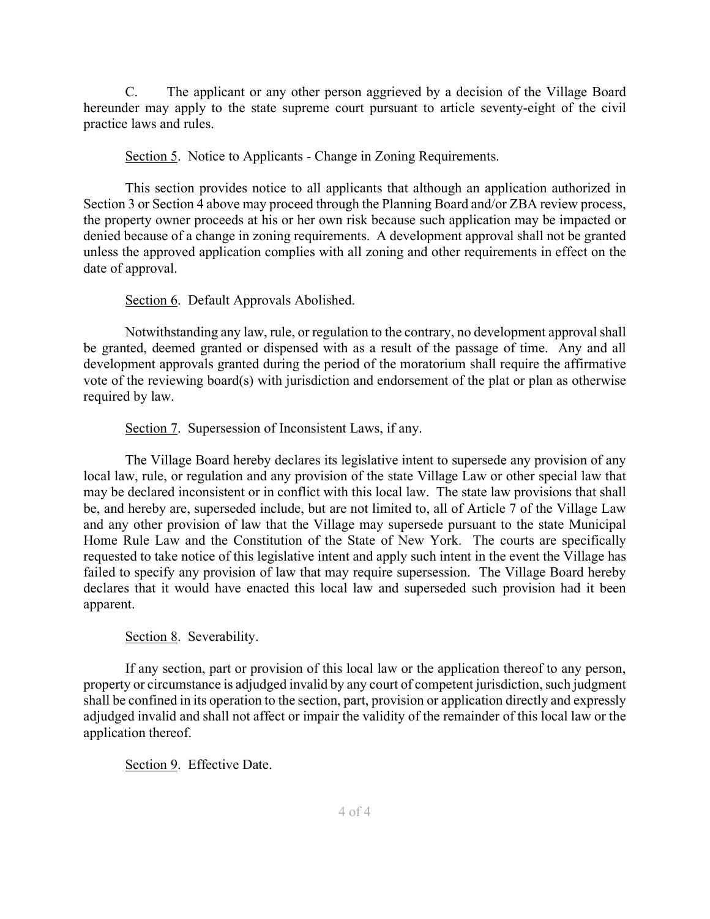C. The applicant or any other person aggrieved by a decision of the Village Board hereunder may apply to the state supreme court pursuant to article seventy-eight of the civil practice laws and rules.

Section 5. Notice to Applicants - Change in Zoning Requirements.

This section provides notice to all applicants that although an application authorized in Section 3 or Section 4 above may proceed through the Planning Board and/or ZBA review process, the property owner proceeds at his or her own risk because such application may be impacted or denied because of a change in zoning requirements. A development approval shall not be granted unless the approved application complies with all zoning and other requirements in effect on the date of approval.

Section 6. Default Approvals Abolished.

Notwithstanding any law, rule, or regulation to the contrary, no development approval shall be granted, deemed granted or dispensed with as a result of the passage of time. Any and all development approvals granted during the period of the moratorium shall require the affirmative vote of the reviewing board(s) with jurisdiction and endorsement of the plat or plan as otherwise required by law.

Section 7. Supersession of Inconsistent Laws, if any.

The Village Board hereby declares its legislative intent to supersede any provision of any local law, rule, or regulation and any provision of the state Village Law or other special law that may be declared inconsistent or in conflict with this local law. The state law provisions that shall be, and hereby are, superseded include, but are not limited to, all of Article 7 of the Village Law and any other provision of law that the Village may supersede pursuant to the state Municipal Home Rule Law and the Constitution of the State of New York. The courts are specifically requested to take notice of this legislative intent and apply such intent in the event the Village has failed to specify any provision of law that may require supersession. The Village Board hereby declares that it would have enacted this local law and superseded such provision had it been apparent.

Section 8. Severability.

If any section, part or provision of this local law or the application thereof to any person, property or circumstance is adjudged invalid by any court of competent jurisdiction, such judgment shall be confined in its operation to the section, part, provision or application directly and expressly adjudged invalid and shall not affect or impair the validity of the remainder of this local law or the application thereof.

Section 9. Effective Date.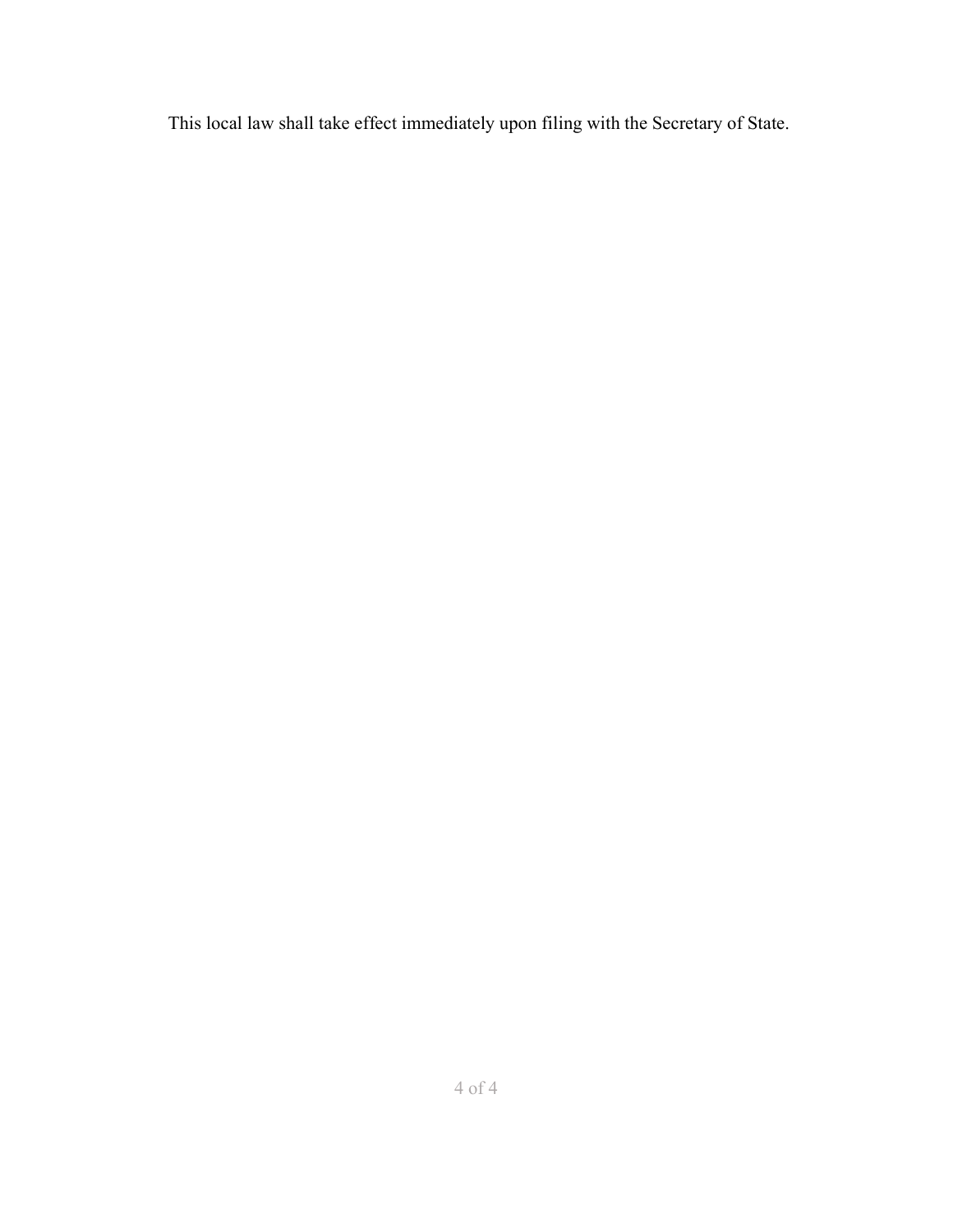This local law shall take effect immediately upon filing with the Secretary of State.